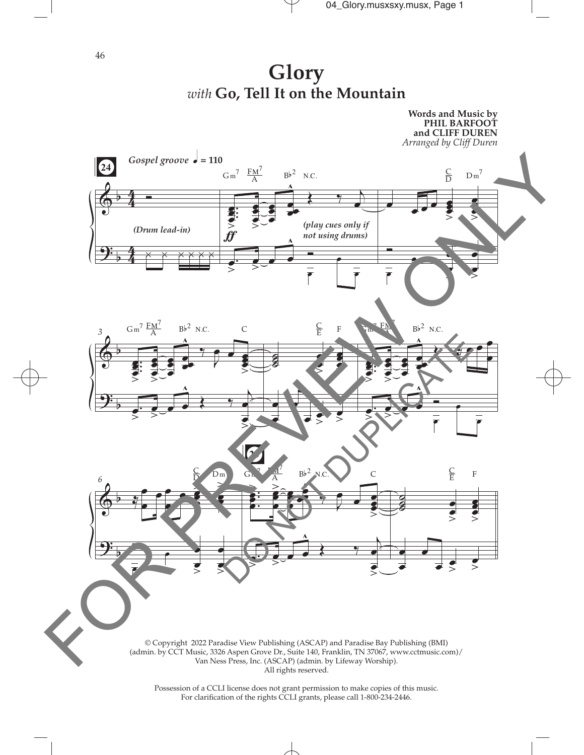# Glory

## *with* Go, Tell It on the Mountain

**Words and Music by PHIL BARFOOT and CLIFF DUREN**
*Arranged by Cliff Duren*

© Copyright 2022 Paradise View Publishing (ASCAP) and Paradise Bay Publishing (BMI) (admin. by CCT Music, 3326 Aspen Grove Dr., Suite 140, Franklin, TN 37067, www.cctmusic.com)/ Van Ness Press, Inc. (ASCAP) (admin. by Lifeway Worship). All rights reserved.

Possession of a CCLI license does not grant permission to make copies of this music. For clarification of the rights CCLI grants, please call 1-800-234-2446.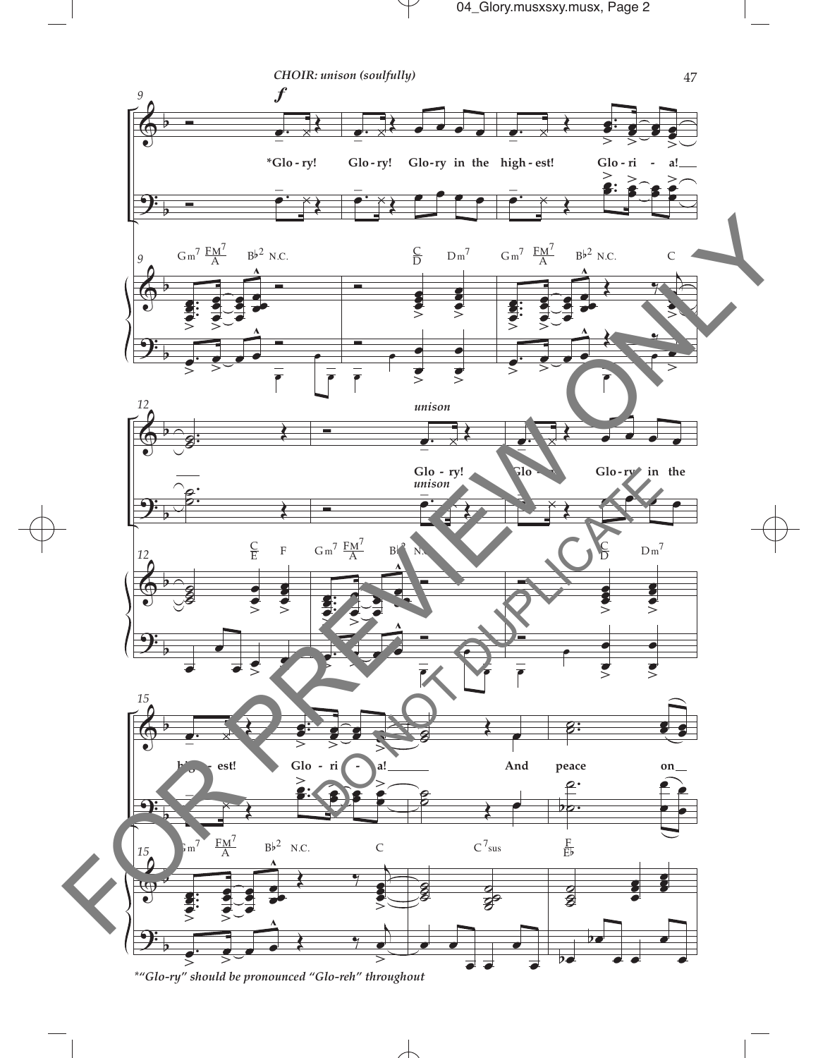CHOIR: unison (soulfully)

*Glo - ry! Glo - ry! Glo - ry in the high - est! Glo - ri - a!

Gm7 FM7/A B♭2 N.C. C/D Dm7 Gm7 FM7/A B♭2 N.C. C

unison

Glo - ry! Glo - ry! Glo - ry in the

C/E F Gm7 FM7/A B♭2 N.C. C/D Dm7

high - est! Glo - ri - a! And peace on

Gm7 FM7/A B♭2 N.C. C C7sus F/E♭

*"Glo-ry" should be pronounced "Glo-reh" throughout

FOR PREVIEW ONLY

DO NOT DUPLICATE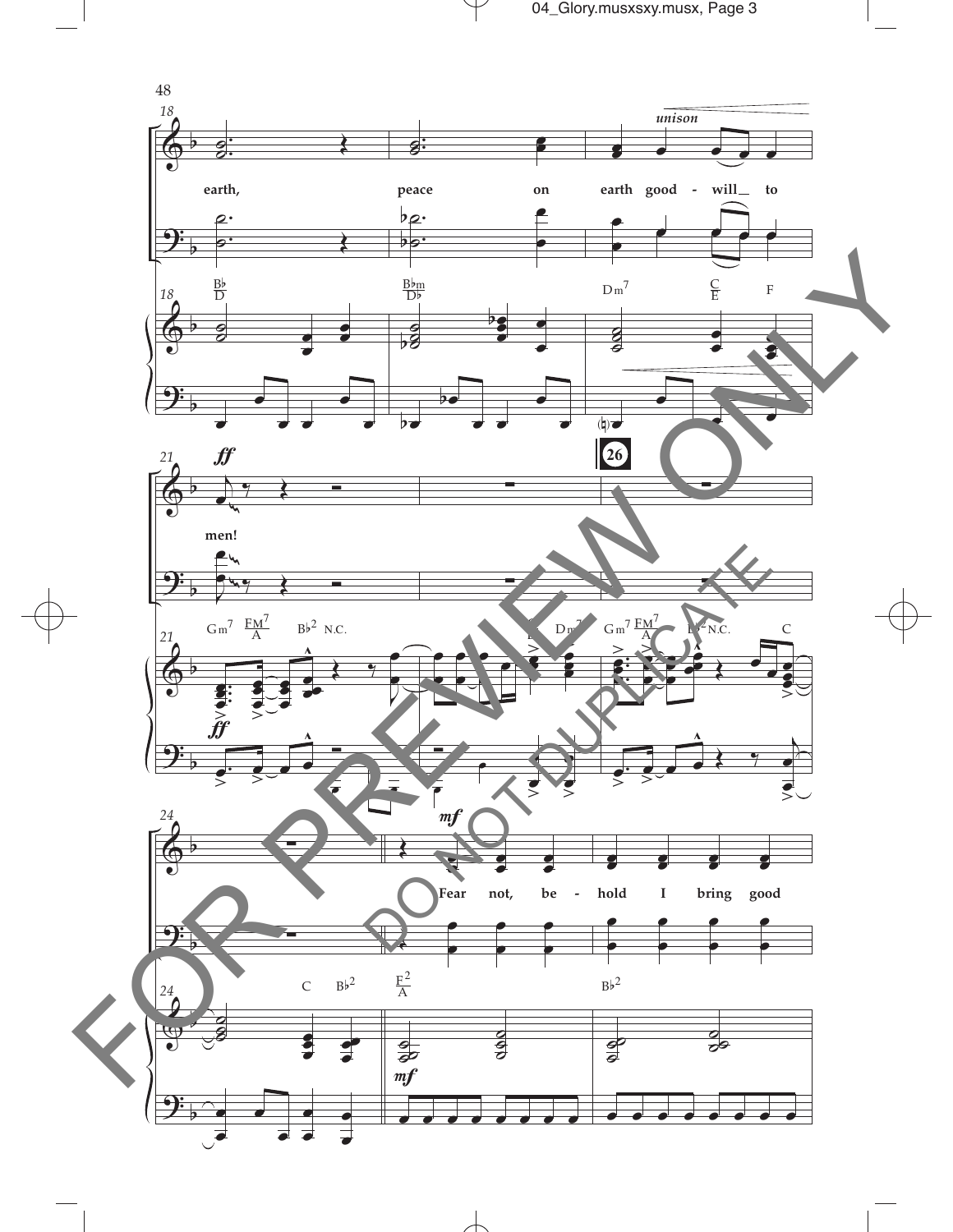*unison*

earth, peace on earth good - will_ to men!

Fear not, be - hold I bring good

B♭/D  B♭m/D♭  Dm7  C/E  F

Gm7  FM7/A  B♭2  N.C.  B♭/D  Dm7  Gm7  FM7/A  B♭2  N.C.  C

C  B♭2  F2/A  B♭2

*ff*  *mf*

26

FOR PREVIEW ONLY

DO NOT DUPLICATE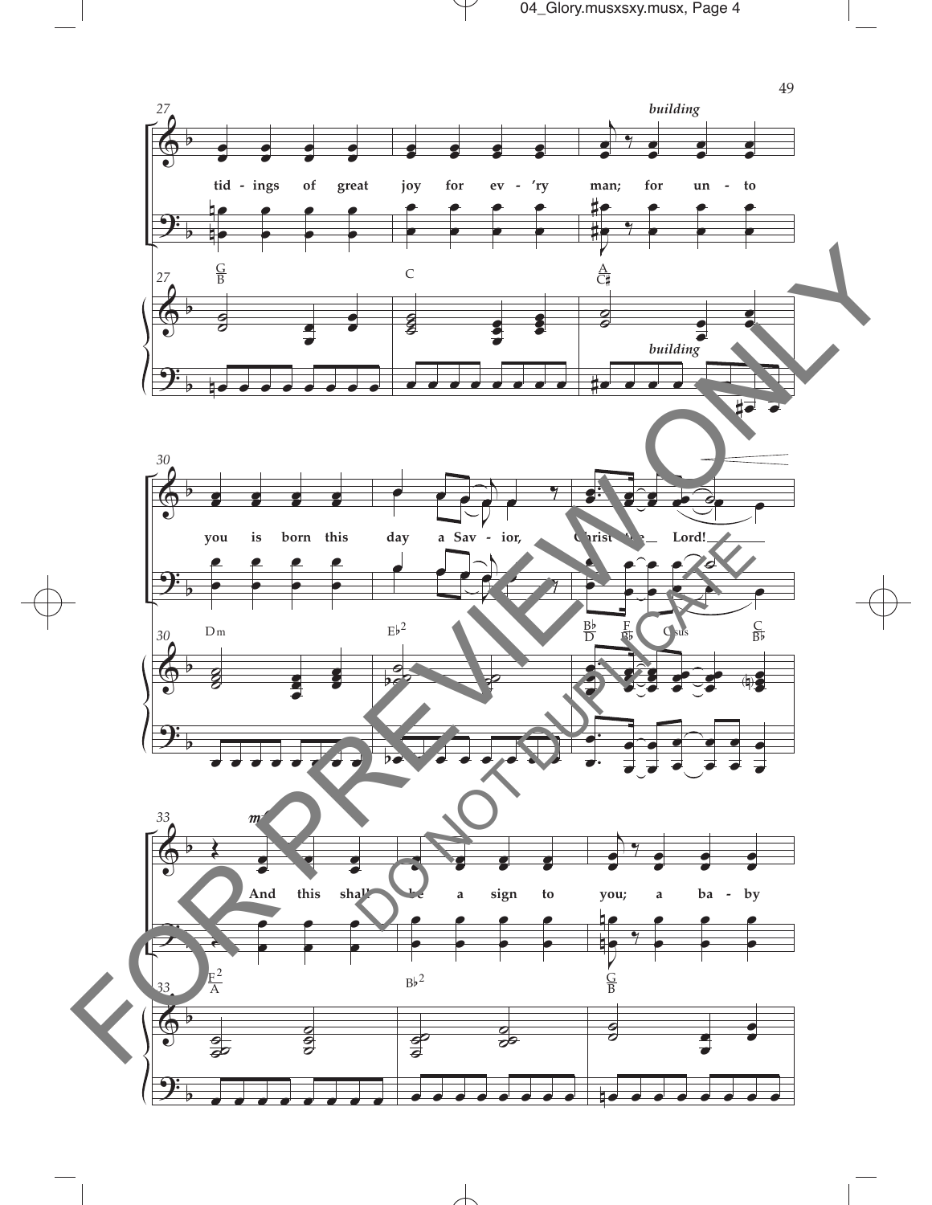27

*building*

tid - ings of great joy for ev - 'ry man; for un - to

G/B C A/C♯

*building*

30

you is born this day a Sav - ior, Christ the Lord!

Dm E♭2 B♭/D F/B♭ Csus C/B♭

33

*mf*

And this shall be a sign to you; a ba - by

F2/A B♭2 G/B

FOR PREVIEW ONLY

DO NOT DUPLICATE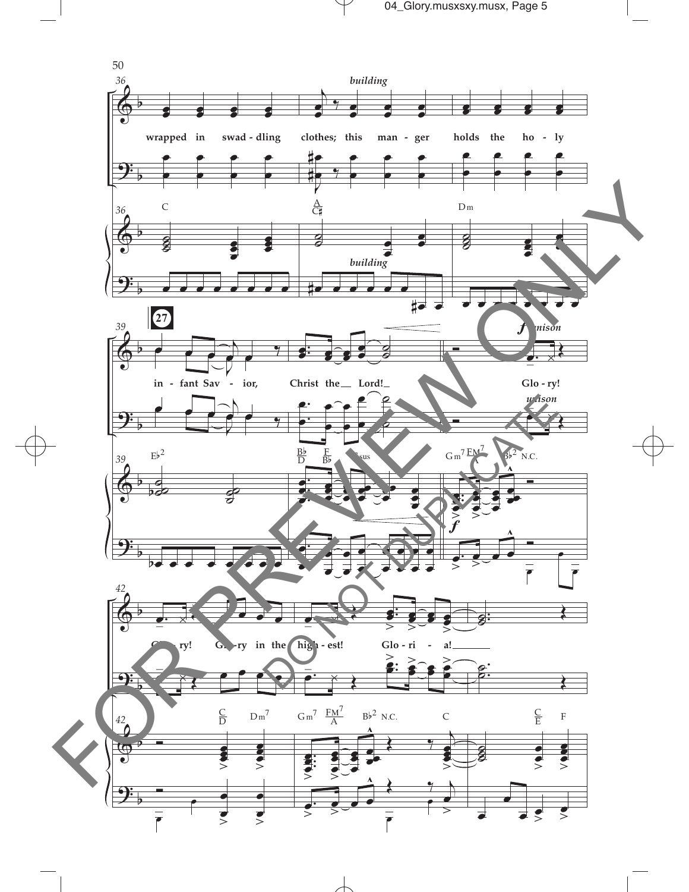building

wrapped in swad - dling clothes; this man - ger holds the ho - ly

C A/C♯ Dm

building

27

in - fant Sav - ior, Christ the Lord! Glo - ry!

*f unison*

*unison*

E♭2 B♭/D F/B♭ Fsus Gm7 FM7/A B♭2 N.C.

*f*

Glo - ry! Glo - ry in the high - est! Glo - ri - a!

C/D Dm7 Gm7 FM7/A B♭2 N.C. C C/E F

FOR PREVIEW ONLY

DO NOT DUPLICATE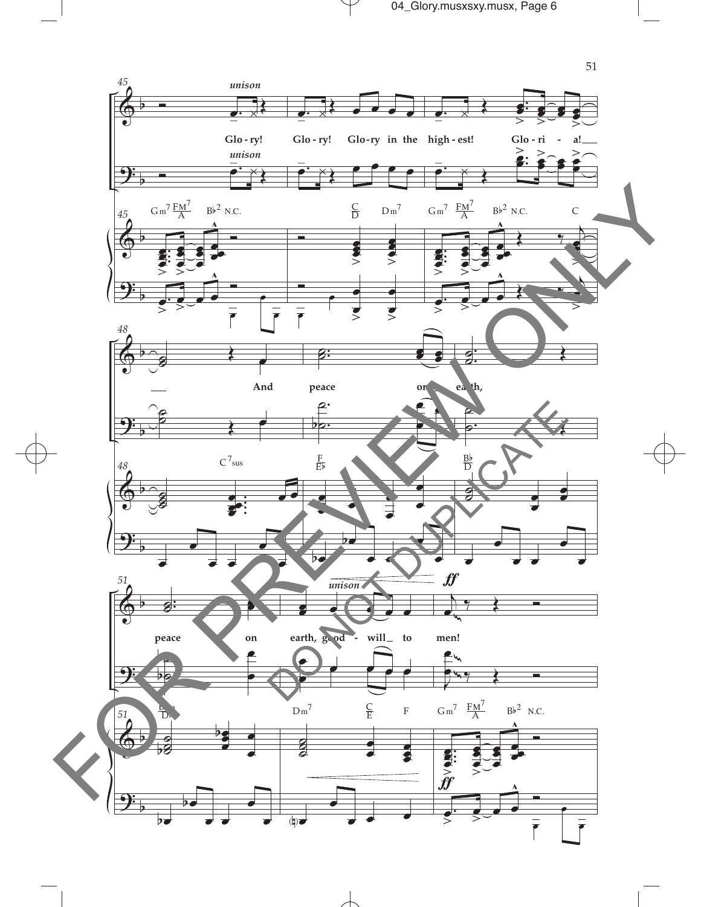*unison*

Glo - ry! Glo - ry! Glo - ry in the high - est! Glo - ri - a!

And peace on earth,

peace on earth, good - will to men!

FOR PREVIEW ONLY

DO NOT DUPLICATE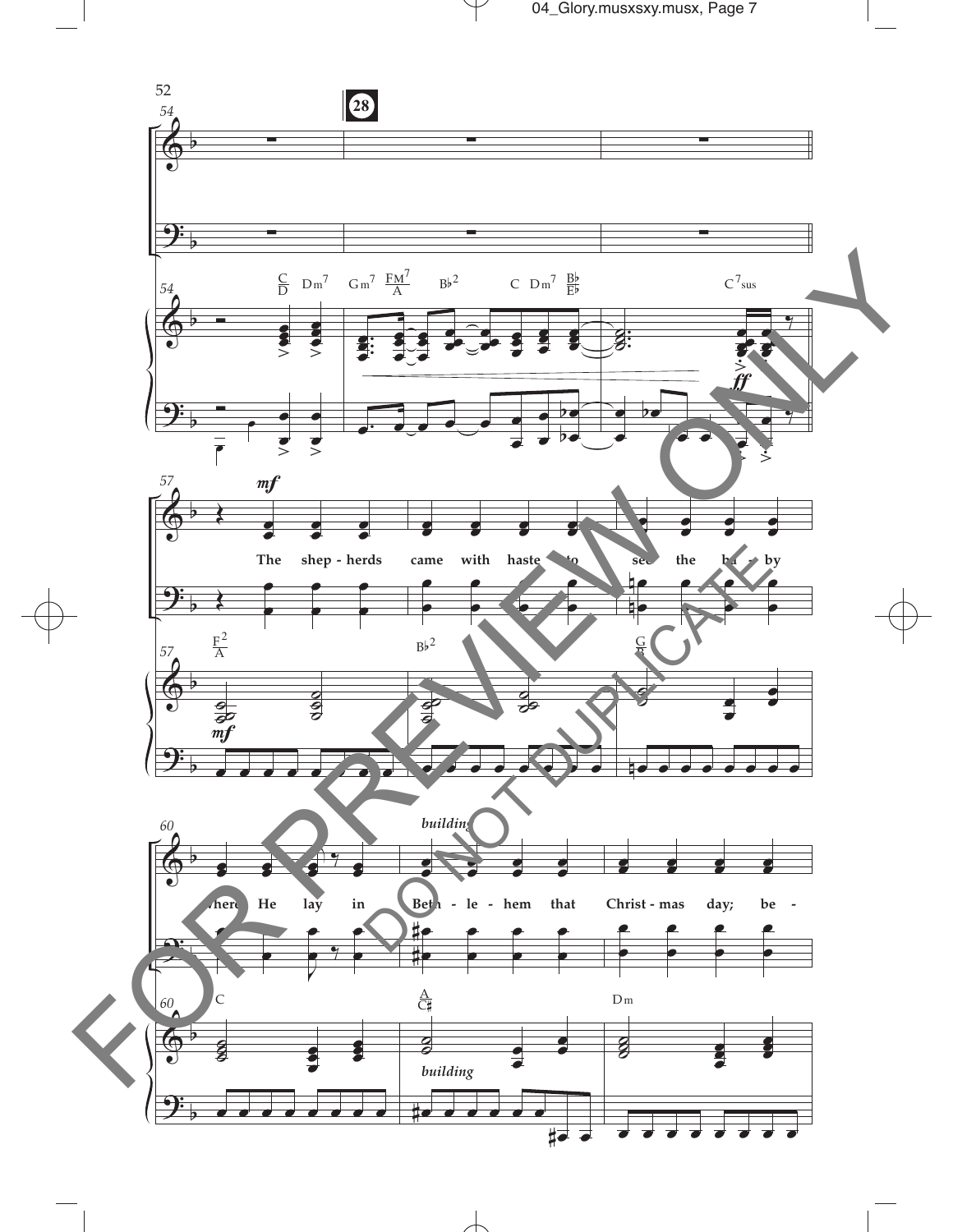52

54

28

The shep - herds came with haste to see the ba - by

where He lay in Beth - le - hem that Christ - mas day; be -

*building*

FOR PREVIEW ONLY

DO NOT DUPLICATE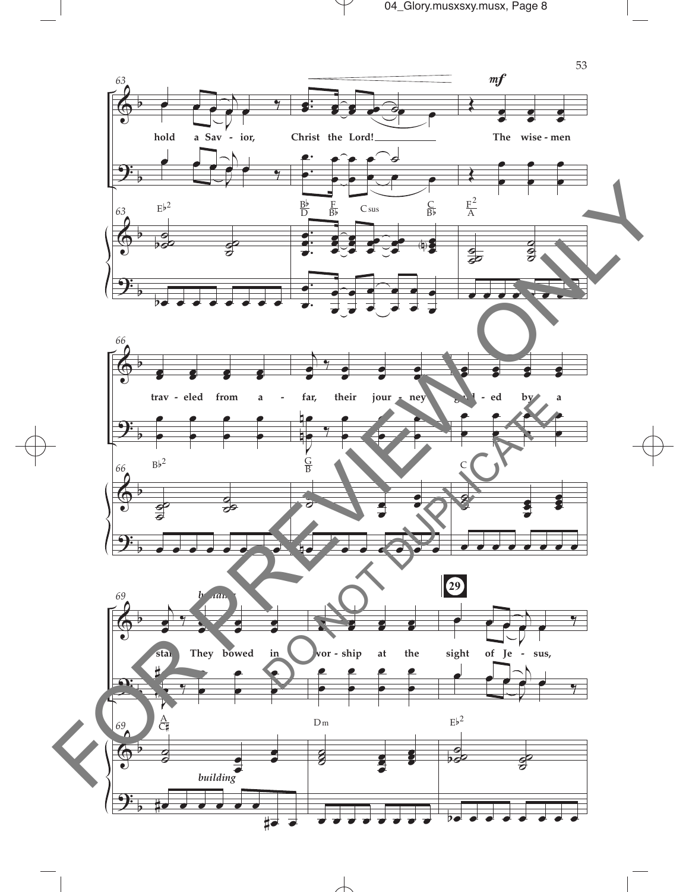63

hold a Sav - ior, Christ the Lord! The wise - men

*mf*

E♭2 B♭/D F/B♭ C sus C/B♭ F2/A

66

trav - eled from a - far, their jour - ney guid - ed by a

B♭2 G/B C

69

star. They bowed in wor - ship at the sight of Je - sus,

*building*

29

A/C♯ Dm E♭2

*building*

FOR PREVIEW ONLY

DO NOT DUPLICATE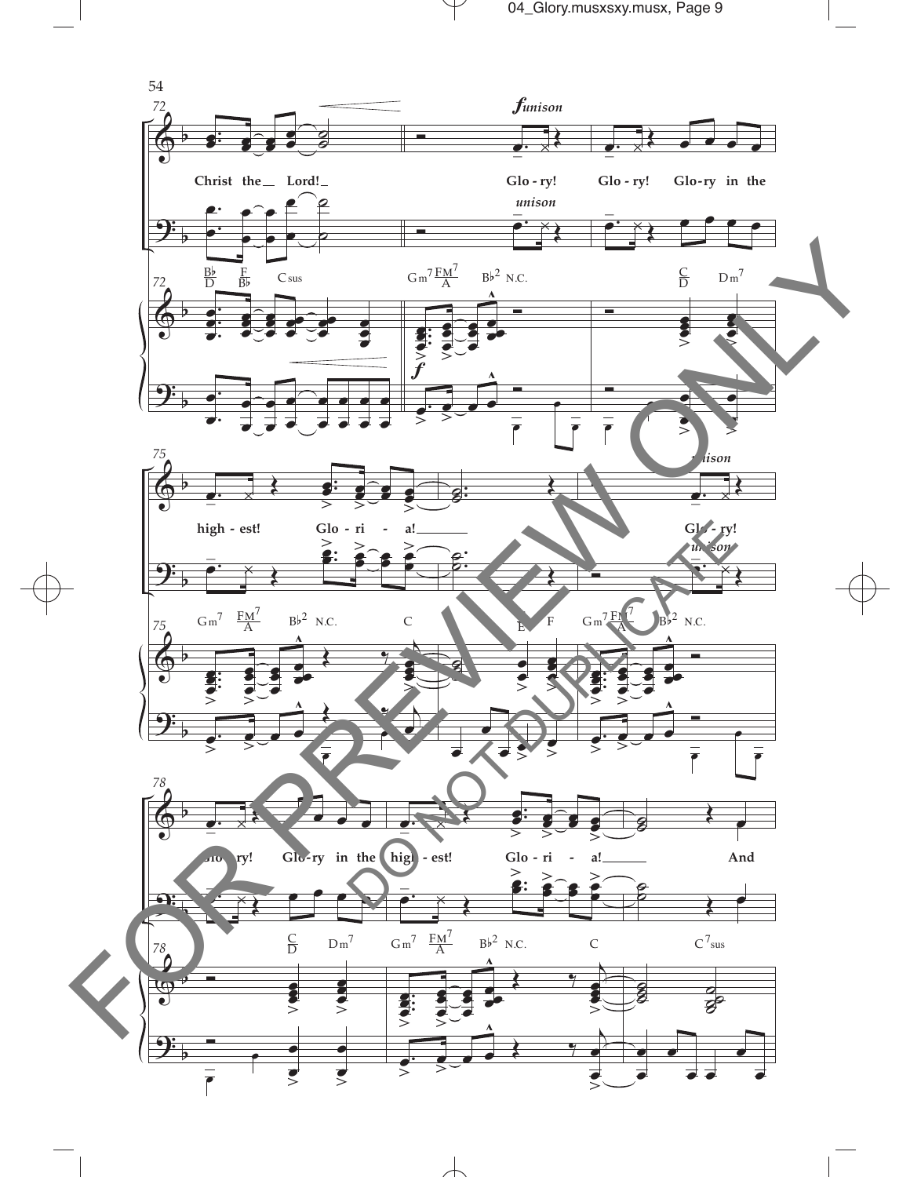Christ the Lord!

*f unison*

Glo - ry! Glo - ry! Glory in the

high - est! Glo - ri - a!

Glo - ry!

Glo - ry! Glo-ry in the high - est! Glo - ri - a! And

FOR PREVIEW ONLY

DO NOT DUPLICATE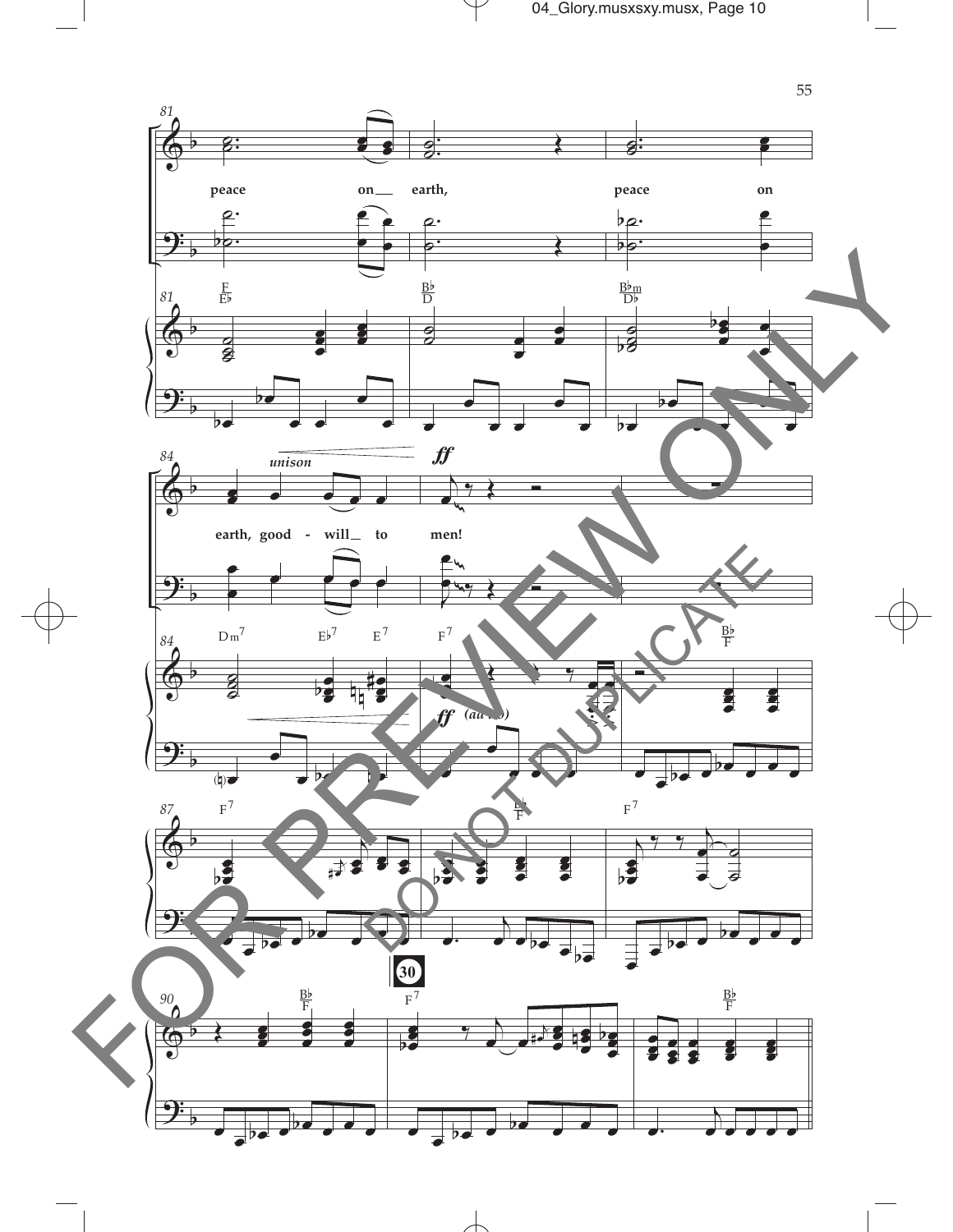peace on earth, peace on

earth, good - will to men!

*unison*

**ff**

*(ad lib)*

30

FOR PREVIEW ONLY

DO NOT DUPLICATE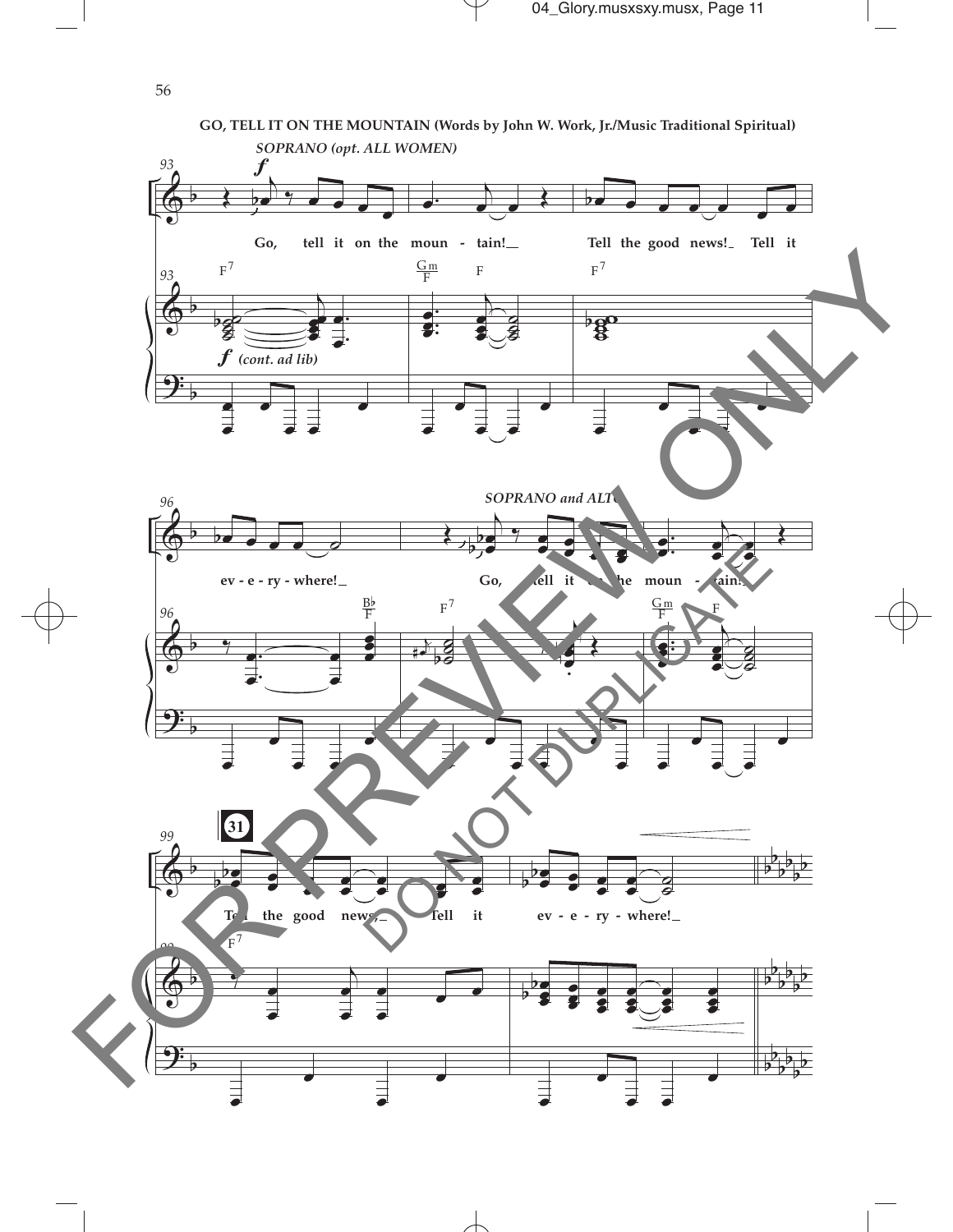**GO, TELL IT ON THE MOUNTAIN (Words by John W. Work, Jr./Music Traditional Spiritual)**

*SOPRANO (opt. ALL WOMEN)*

Go, tell it on the moun - tain! Tell the good news! Tell it ev - e - ry - where!

*SOPRANO and ALTO*

Go, tell it on the moun - tain! Tell the good news, Tell it ev - e - ry - where!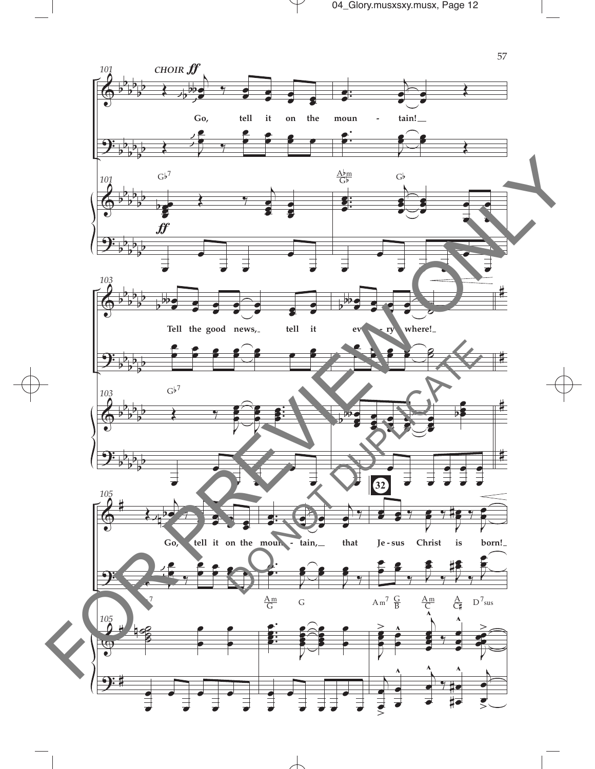CHOIR *ff*

Go, tell it on the moun - tain!

Tell the good news, tell it ev - ery - where!

Go, tell it on the moun - tain, that Je - sus Christ is born!

FOR PREVIEW ONLY

DO NOT DUPLICATE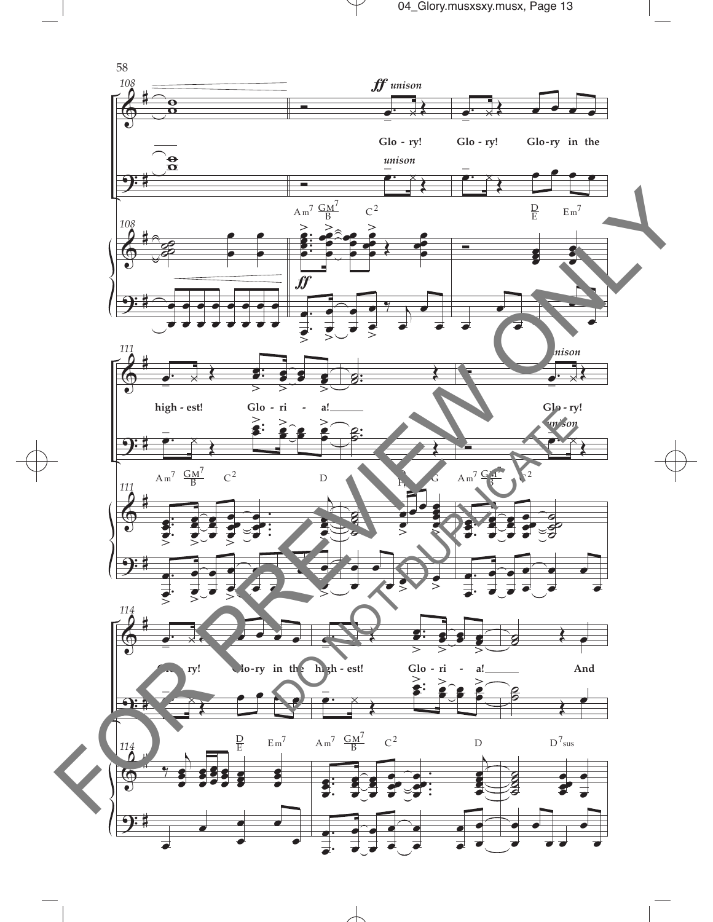*ff unison*

Glo - ry! Glo - ry! Glo-ry in the high - est! Glo - ri - a!

Glo - ry! Glo - ry! Glo-ry in the high - est! Glo - ri - a! And

FOR PREVIEW ONLY

DO NOT DUPLICATE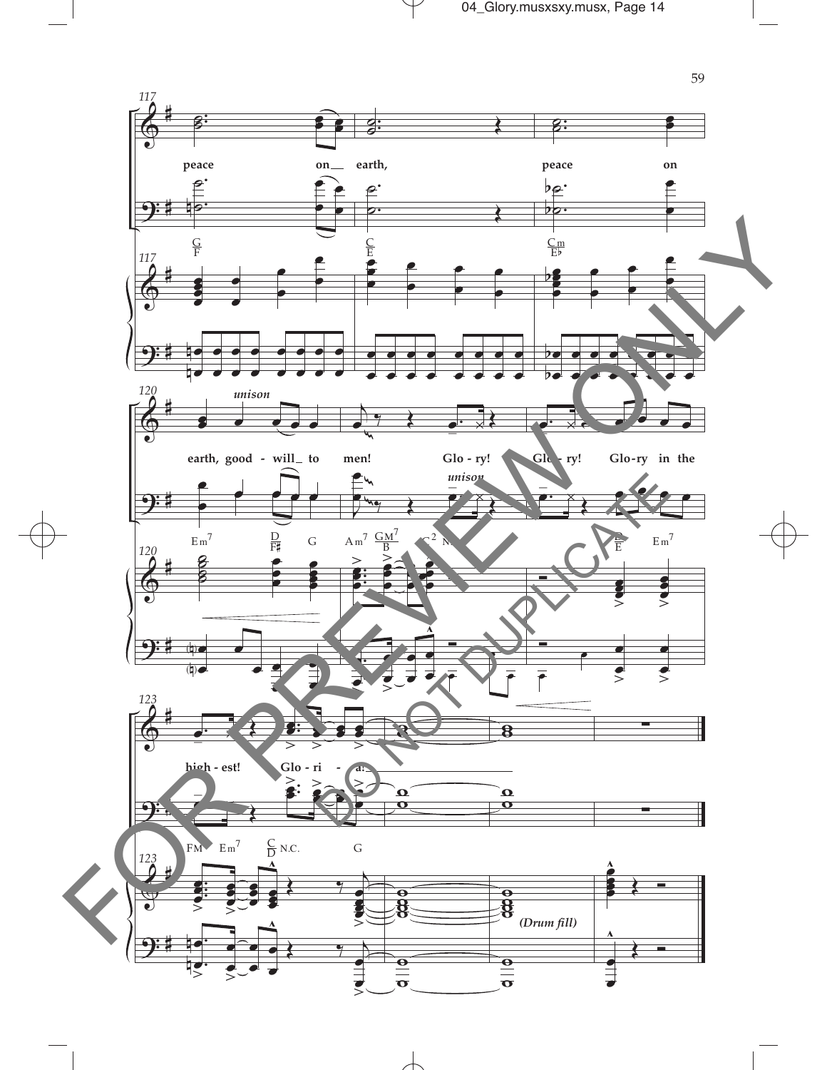117

peace on earth, peace on

G/F C/E Cm/E♭

120

*unison*

earth, good - will to men! Glo - ry! Glo - ry! Glo-ry in the

*unison*

Em7 D/F♯ G Am7 GM7/B C2 N.C. D/E Em7

123

high - est! Glo - ri - a!

FM Em7 C/D N.C. G

*(Drum fill)*

FOR PREVIEW ONLY

DO NOT DUPLICATE